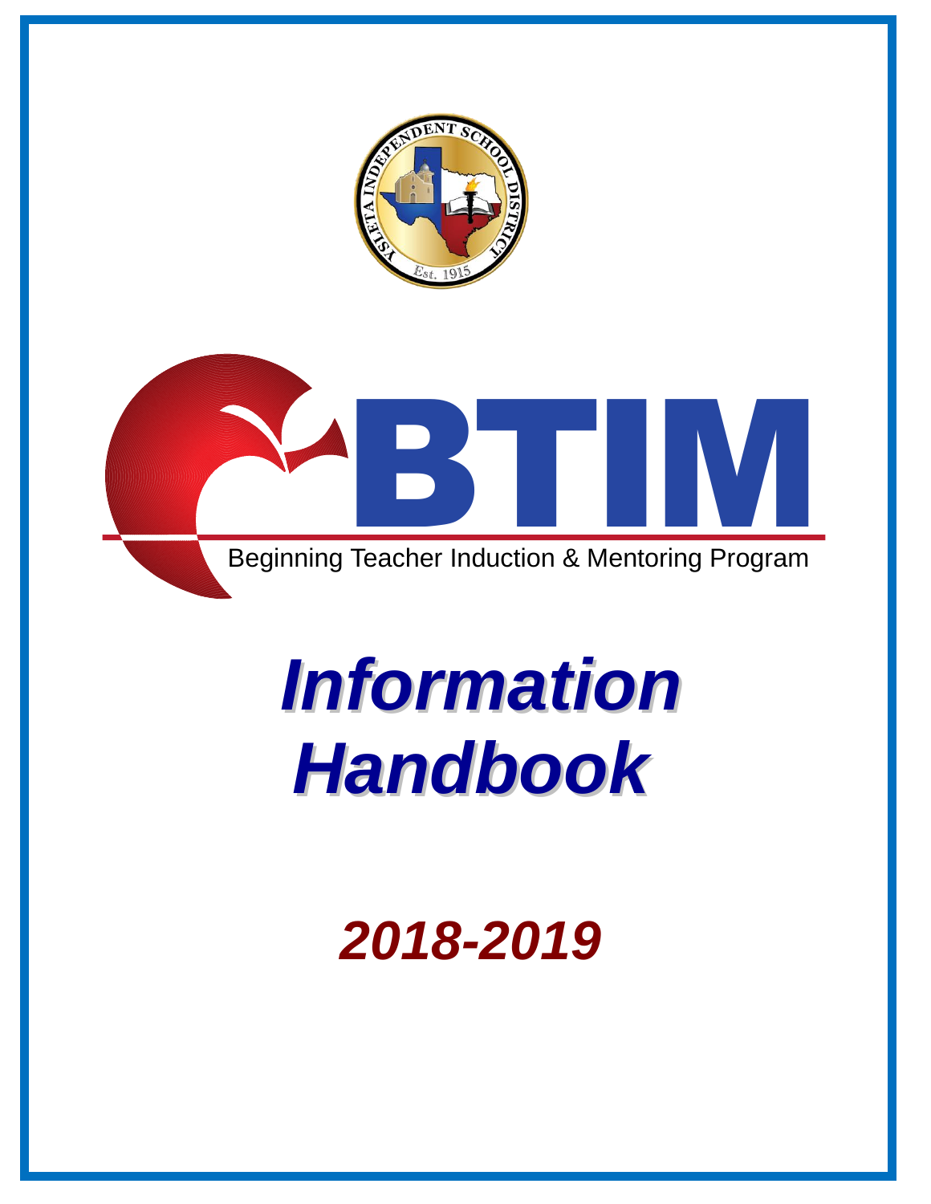YSLETA INDEPENDENT SCHOOL DISTRICT

Est. 1915

# BTIM

Beginning Teacher Induction & Mentoring Program

# *Information Handbook*

## *2018-2019*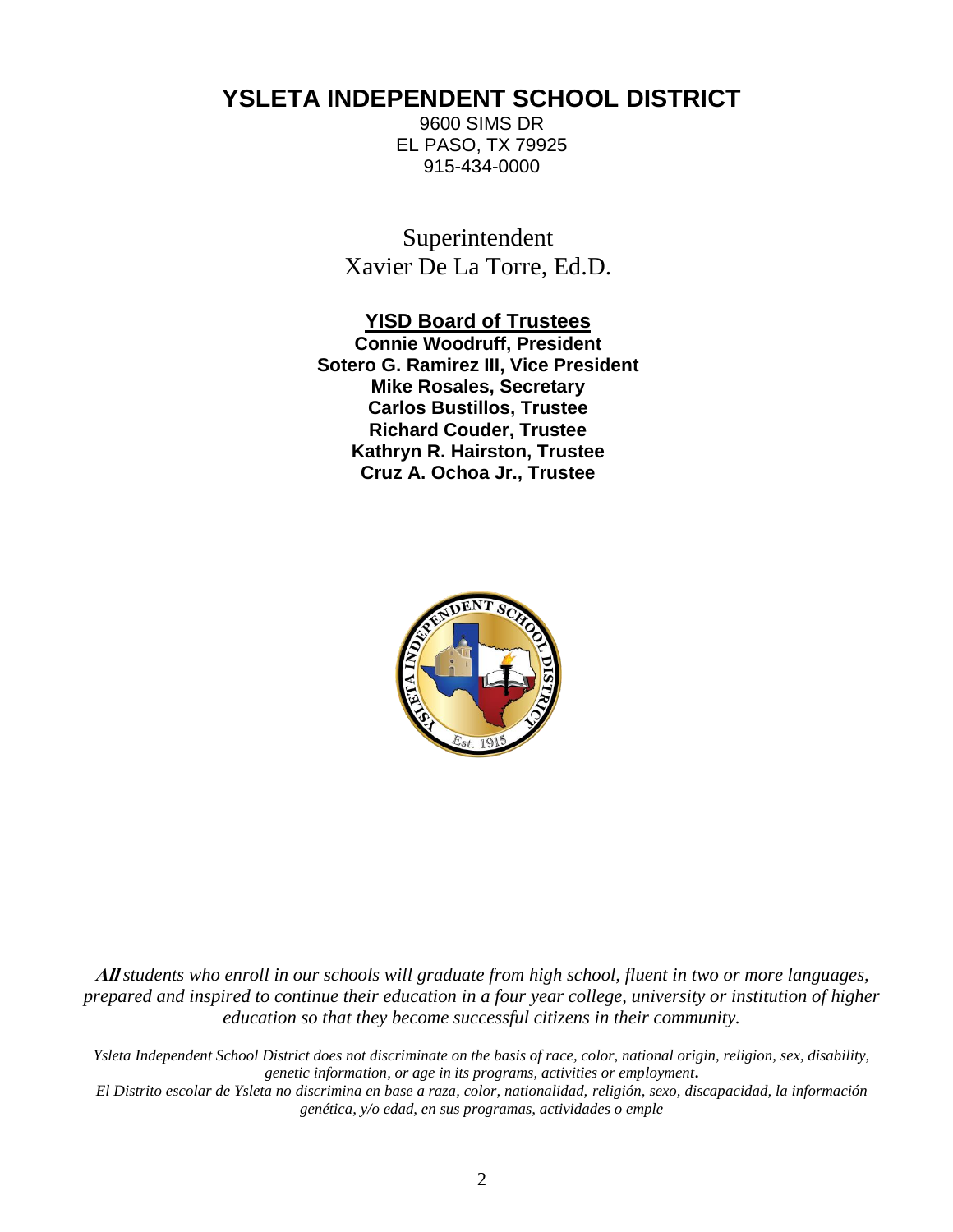# YSLETA INDEPENDENT SCHOOL DISTRICT

9600 SIMS DR
EL PASO, TX 79925
915-434-0000

Superintendent
Xavier De La Torre, Ed.D.

**YISD Board of Trustees**

**Connie Woodruff, President**
**Sotero G. Ramirez III, Vice President**
**Mike Rosales, Secretary**
**Carlos Bustillos, Trustee**
**Richard Couder, Trustee**
**Kathryn R. Hairston, Trustee**
**Cruz A. Ochoa Jr., Trustee**

***All*** *students who enroll in our schools will graduate from high school, fluent in two or more languages, prepared and inspired to continue their education in a four year college, university or institution of higher education so that they become successful citizens in their community.*

*Ysleta Independent School District does not discriminate on the basis of race, color, national origin, religion, sex, disability, genetic information, or age in its programs, activities or employment.*
*El Distrito escolar de Ysleta no discrimina en base a raza, color, nationalidad, religión, sexo, discapacidad, la información genética, y/o edad, en sus programas, actividades o emple*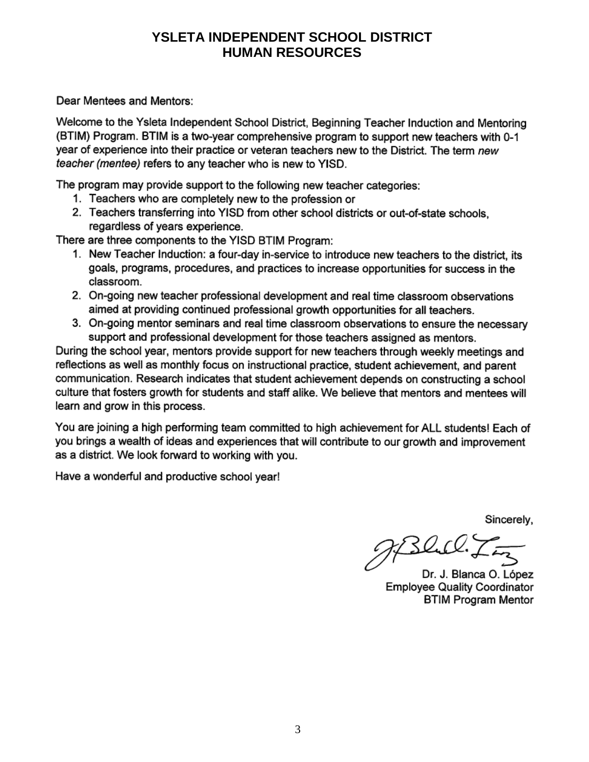# YSLETA INDEPENDENT SCHOOL DISTRICT
# HUMAN RESOURCES

Dear Mentees and Mentors:

Welcome to the Ysleta Independent School District, Beginning Teacher Induction and Mentoring (BTIM) Program. BTIM is a two-year comprehensive program to support new teachers with 0-1 year of experience into their practice or veteran teachers new to the District. The term *new teacher (mentee)* refers to any teacher who is new to YISD.

The program may provide support to the following new teacher categories:

1. Teachers who are completely new to the profession or
2. Teachers transferring into YISD from other school districts or out-of-state schools, regardless of years experience.

There are three components to the YISD BTIM Program:

1. New Teacher Induction: a four-day in-service to introduce new teachers to the district, its goals, programs, procedures, and practices to increase opportunities for success in the classroom.
2. On-going new teacher professional development and real time classroom observations aimed at providing continued professional growth opportunities for all teachers.
3. On-going mentor seminars and real time classroom observations to ensure the necessary support and professional development for those teachers assigned as mentors.

During the school year, mentors provide support for new teachers through weekly meetings and reflections as well as monthly focus on instructional practice, student achievement, and parent communication. Research indicates that student achievement depends on constructing a school culture that fosters growth for students and staff alike. We believe that mentors and mentees will learn and grow in this process.

You are joining a high performing team committed to high achievement for ALL students! Each of you brings a wealth of ideas and experiences that will contribute to our growth and improvement as a district. We look forward to working with you.

Have a wonderful and productive school year!

Sincerely,

Dr. J. Blanca O. López
Employee Quality Coordinator
BTIM Program Mentor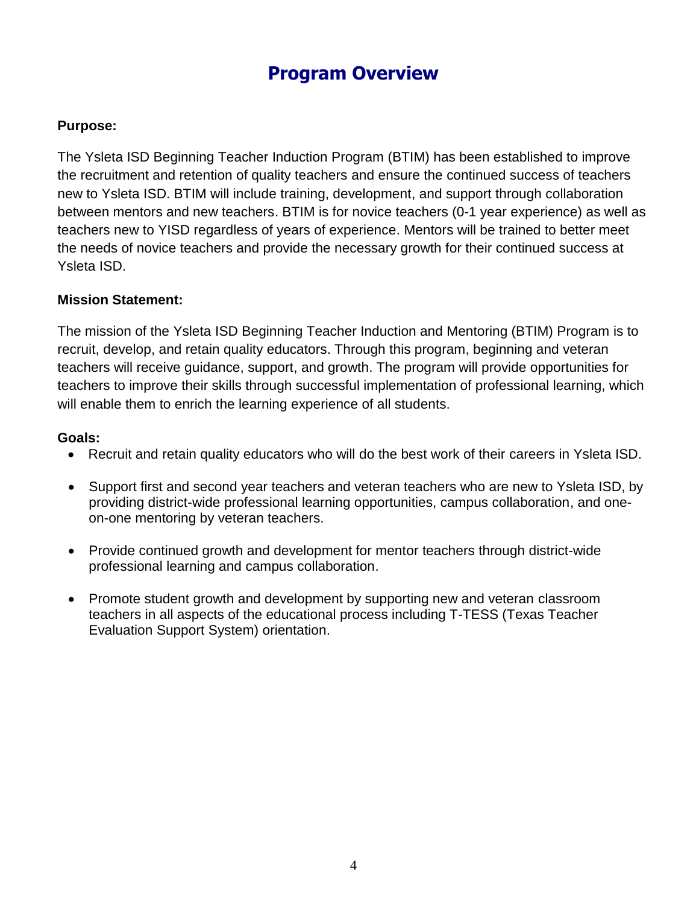# Program Overview

**Purpose:**

The Ysleta ISD Beginning Teacher Induction Program (BTIM) has been established to improve the recruitment and retention of quality teachers and ensure the continued success of teachers new to Ysleta ISD. BTIM will include training, development, and support through collaboration between mentors and new teachers. BTIM is for novice teachers (0-1 year experience) as well as teachers new to YISD regardless of years of experience. Mentors will be trained to better meet the needs of novice teachers and provide the necessary growth for their continued success at Ysleta ISD.

**Mission Statement:**

The mission of the Ysleta ISD Beginning Teacher Induction and Mentoring (BTIM) Program is to recruit, develop, and retain quality educators. Through this program, beginning and veteran teachers will receive guidance, support, and growth. The program will provide opportunities for teachers to improve their skills through successful implementation of professional learning, which will enable them to enrich the learning experience of all students.

**Goals:**

- Recruit and retain quality educators who will do the best work of their careers in Ysleta ISD.
- Support first and second year teachers and veteran teachers who are new to Ysleta ISD, by providing district-wide professional learning opportunities, campus collaboration, and one-on-one mentoring by veteran teachers.
- Provide continued growth and development for mentor teachers through district-wide professional learning and campus collaboration.
- Promote student growth and development by supporting new and veteran classroom teachers in all aspects of the educational process including T-TESS (Texas Teacher Evaluation Support System) orientation.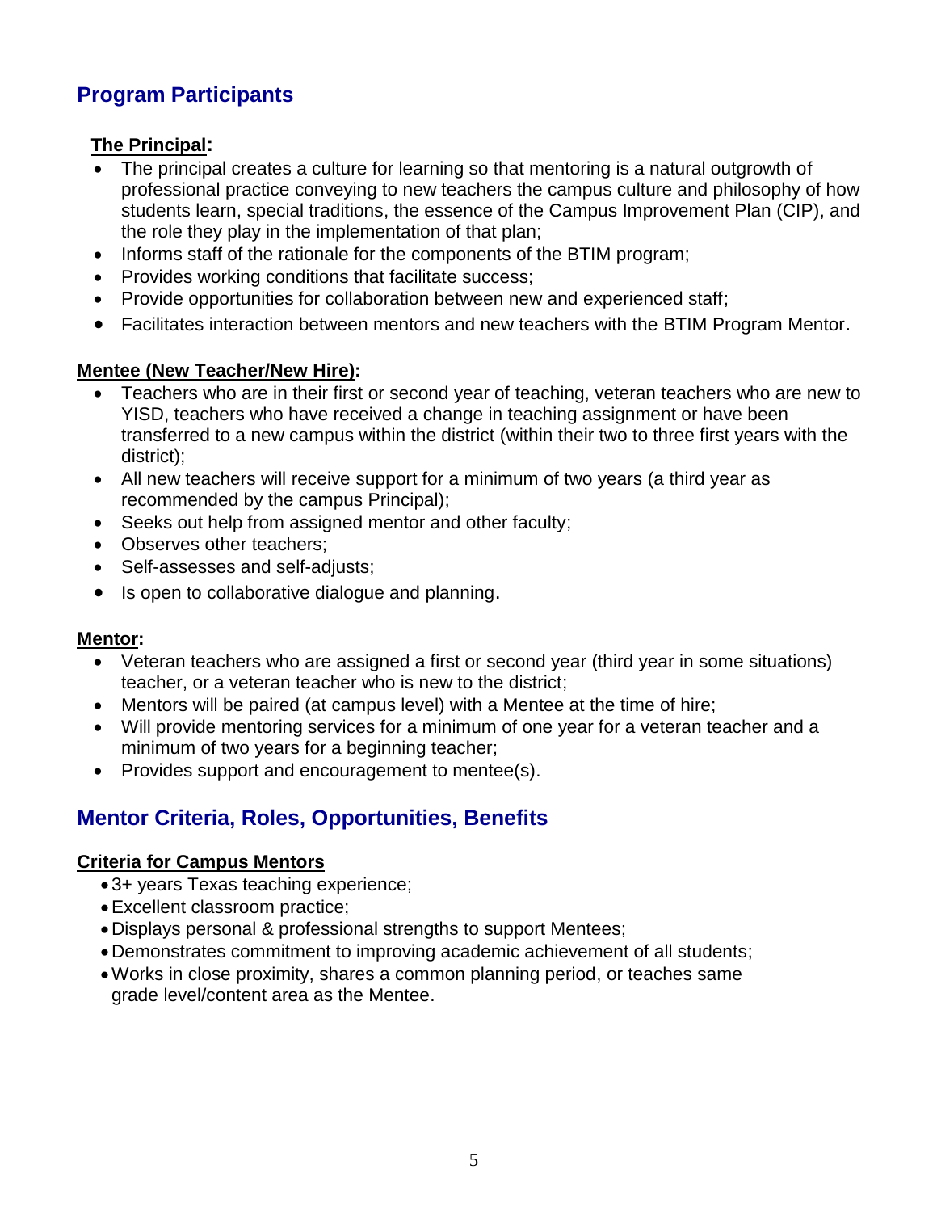## Program Participants

**The Principal:**

- The principal creates a culture for learning so that mentoring is a natural outgrowth of professional practice conveying to new teachers the campus culture and philosophy of how students learn, special traditions, the essence of the Campus Improvement Plan (CIP), and the role they play in the implementation of that plan;
- Informs staff of the rationale for the components of the BTIM program;
- Provides working conditions that facilitate success;
- Provide opportunities for collaboration between new and experienced staff;
- Facilitates interaction between mentors and new teachers with the BTIM Program Mentor.

**Mentee (New Teacher/New Hire):**

- Teachers who are in their first or second year of teaching, veteran teachers who are new to YISD, teachers who have received a change in teaching assignment or have been transferred to a new campus within the district (within their two to three first years with the district);
- All new teachers will receive support for a minimum of two years (a third year as recommended by the campus Principal);
- Seeks out help from assigned mentor and other faculty;
- Observes other teachers;
- Self-assesses and self-adjusts;
- Is open to collaborative dialogue and planning.

**Mentor:**

- Veteran teachers who are assigned a first or second year (third year in some situations) teacher, or a veteran teacher who is new to the district;
- Mentors will be paired (at campus level) with a Mentee at the time of hire;
- Will provide mentoring services for a minimum of one year for a veteran teacher and a minimum of two years for a beginning teacher;
- Provides support and encouragement to mentee(s).

## Mentor Criteria, Roles, Opportunities, Benefits

**Criteria for Campus Mentors**

- 3+ years Texas teaching experience;
- Excellent classroom practice;
- Displays personal & professional strengths to support Mentees;
- Demonstrates commitment to improving academic achievement of all students;
- Works in close proximity, shares a common planning period, or teaches same grade level/content area as the Mentee.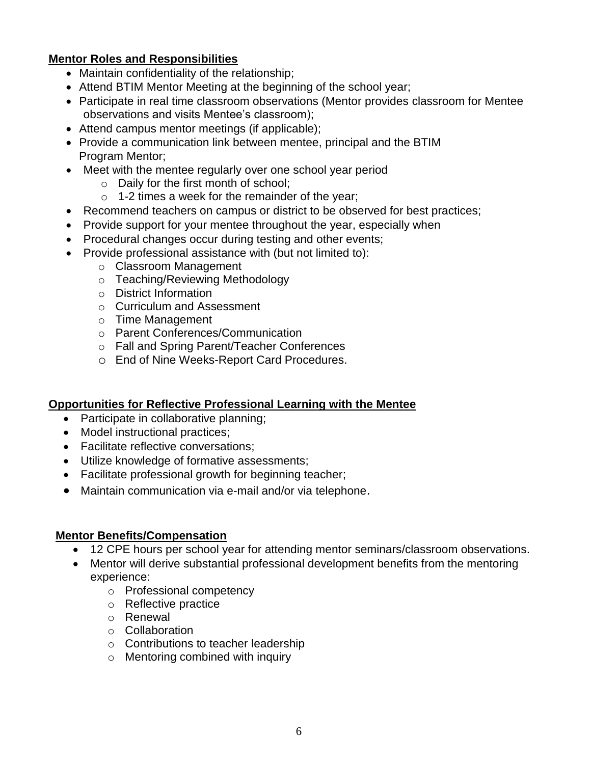**Mentor Roles and Responsibilities**

- Maintain confidentiality of the relationship;
- Attend BTIM Mentor Meeting at the beginning of the school year;
- Participate in real time classroom observations (Mentor provides classroom for Mentee observations and visits Mentee's classroom);
- Attend campus mentor meetings (if applicable);
- Provide a communication link between mentee, principal and the BTIM Program Mentor;
- Meet with the mentee regularly over one school year period
  - Daily for the first month of school;
  - 1-2 times a week for the remainder of the year;
- Recommend teachers on campus or district to be observed for best practices;
- Provide support for your mentee throughout the year, especially when
- Procedural changes occur during testing and other events;
- Provide professional assistance with (but not limited to):
  - Classroom Management
  - Teaching/Reviewing Methodology
  - District Information
  - Curriculum and Assessment
  - Time Management
  - Parent Conferences/Communication
  - Fall and Spring Parent/Teacher Conferences
  - End of Nine Weeks-Report Card Procedures.

**Opportunities for Reflective Professional Learning with the Mentee**

- Participate in collaborative planning;
- Model instructional practices;
- Facilitate reflective conversations;
- Utilize knowledge of formative assessments;
- Facilitate professional growth for beginning teacher;
- Maintain communication via e-mail and/or via telephone.

**Mentor Benefits/Compensation**

- 12 CPE hours per school year for attending mentor seminars/classroom observations.
- Mentor will derive substantial professional development benefits from the mentoring experience:
  - Professional competency
  - Reflective practice
  - Renewal
  - Collaboration
  - Contributions to teacher leadership
  - Mentoring combined with inquiry